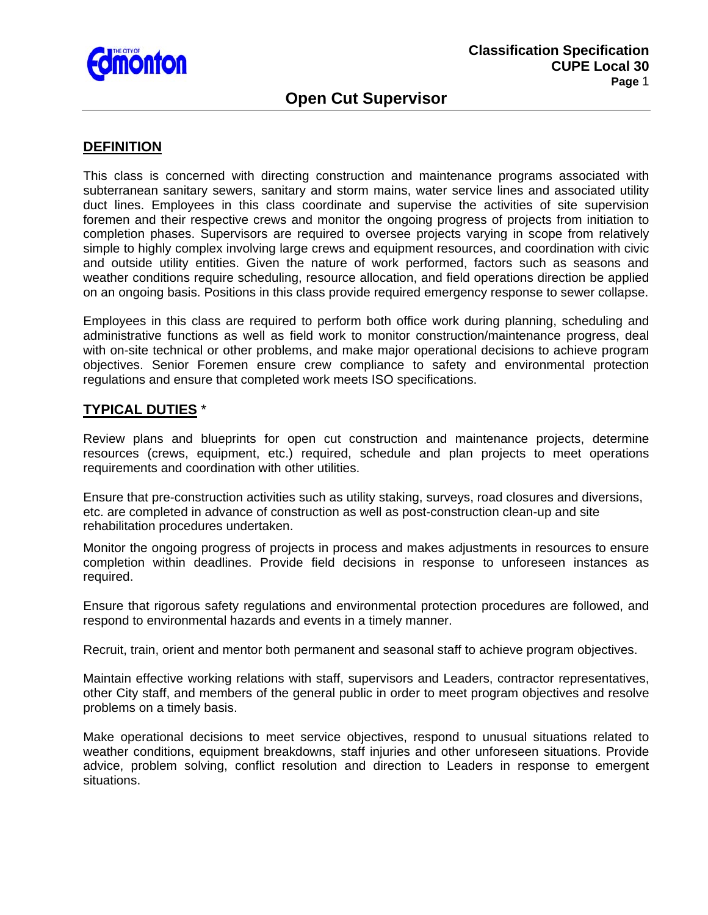# Open Cut Supervisor

## DEFINITION

This class is concerned with directing construction and maintenance programs associated with subterranean sanitary sewers, sanitary and storm mains, water service lines and associated utility duct lines. Employees in this class coordinate and supervise the activities of site supervision foremen and their respective crews and monitor the ongoing progress of projects from initiation to completion phases. Supervisors are required to oversee projects varying in scope from relatively simple to highly complex involving large crews and equipment resources, and coordination with civic and outside utility entities. Given the nature of work performed, factors such as seasons and weather conditions require scheduling, resource allocation, and field operations direction be applied on an ongoing basis. Positions in this class provide required emergency response to sewer collapse.

Employees in this class are required to perform both office work during planning, scheduling and administrative functions as well as field work to monitor construction/maintenance progress, deal with on-site technical or other problems, and make major operational decisions to achieve program objectives. Senior Foremen ensure crew compliance to safety and environmental protection regulations and ensure that completed work meets ISO specifications.

## TYPICAL DUTIES *

Review plans and blueprints for open cut construction and maintenance projects, determine resources (crews, equipment, etc.) required, schedule and plan projects to meet operations requirements and coordination with other utilities.

Ensure that pre-construction activities such as utility staking, surveys, road closures and diversions, etc. are completed in advance of construction as well as post-construction clean-up and site rehabilitation procedures undertaken.

Monitor the ongoing progress of projects in process and makes adjustments in resources to ensure completion within deadlines. Provide field decisions in response to unforeseen instances as required.

Ensure that rigorous safety regulations and environmental protection procedures are followed, and respond to environmental hazards and events in a timely manner.

Recruit, train, orient and mentor both permanent and seasonal staff to achieve program objectives.

Maintain effective working relations with staff, supervisors and Leaders, contractor representatives, other City staff, and members of the general public in order to meet program objectives and resolve problems on a timely basis.

Make operational decisions to meet service objectives, respond to unusual situations related to weather conditions, equipment breakdowns, staff injuries and other unforeseen situations. Provide advice, problem solving, conflict resolution and direction to Leaders in response to emergent situations.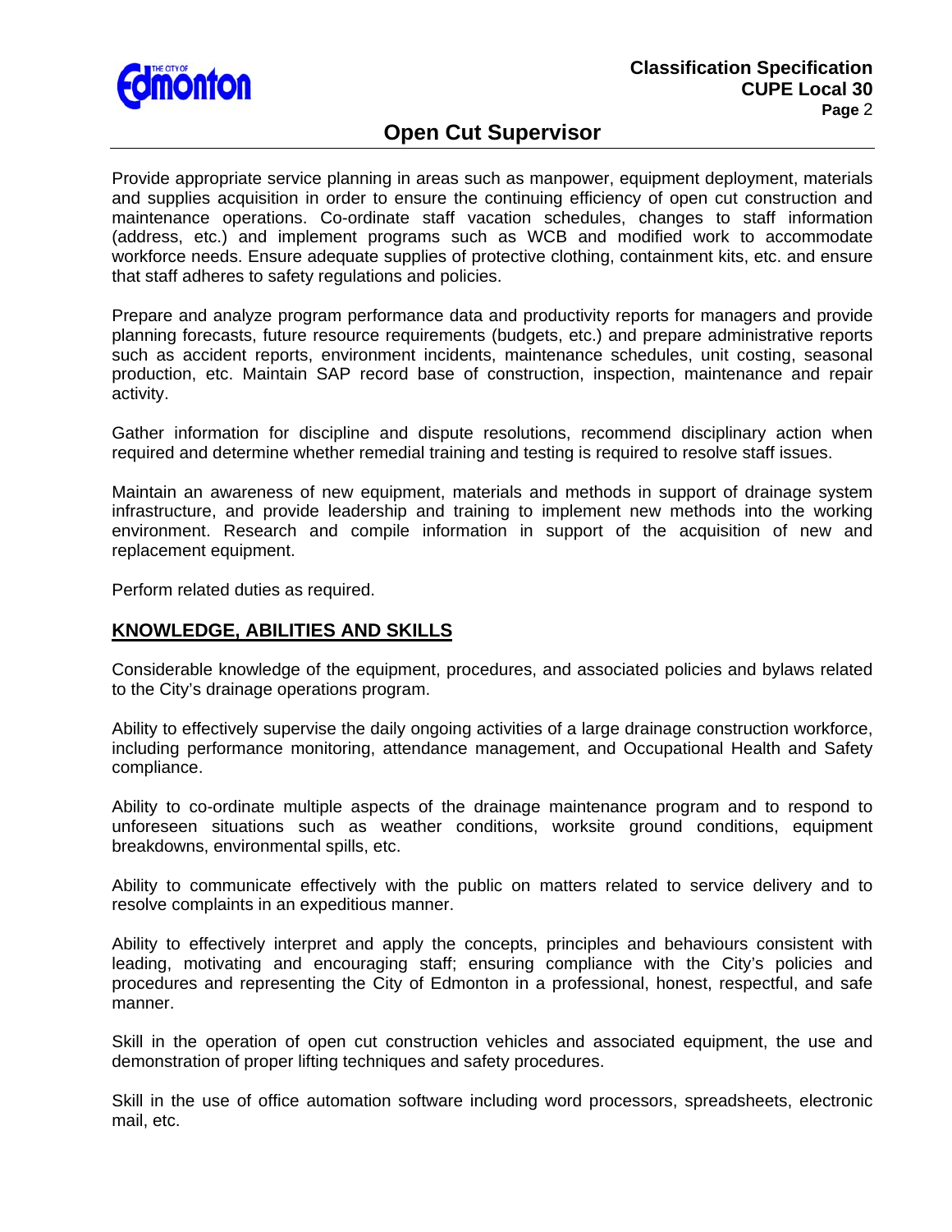Provide appropriate service planning in areas such as manpower, equipment deployment, materials and supplies acquisition in order to ensure the continuing efficiency of open cut construction and maintenance operations. Co-ordinate staff vacation schedules, changes to staff information (address, etc.) and implement programs such as WCB and modified work to accommodate workforce needs. Ensure adequate supplies of protective clothing, containment kits, etc. and ensure that staff adheres to safety regulations and policies.

Prepare and analyze program performance data and productivity reports for managers and provide planning forecasts, future resource requirements (budgets, etc.) and prepare administrative reports such as accident reports, environment incidents, maintenance schedules, unit costing, seasonal production, etc. Maintain SAP record base of construction, inspection, maintenance and repair activity.

Gather information for discipline and dispute resolutions, recommend disciplinary action when required and determine whether remedial training and testing is required to resolve staff issues.

Maintain an awareness of new equipment, materials and methods in support of drainage system infrastructure, and provide leadership and training to implement new methods into the working environment. Research and compile information in support of the acquisition of new and replacement equipment.

Perform related duties as required.

## KNOWLEDGE, ABILITIES AND SKILLS

Considerable knowledge of the equipment, procedures, and associated policies and bylaws related to the City's drainage operations program.

Ability to effectively supervise the daily ongoing activities of a large drainage construction workforce, including performance monitoring, attendance management, and Occupational Health and Safety compliance.

Ability to co-ordinate multiple aspects of the drainage maintenance program and to respond to unforeseen situations such as weather conditions, worksite ground conditions, equipment breakdowns, environmental spills, etc.

Ability to communicate effectively with the public on matters related to service delivery and to resolve complaints in an expeditious manner.

Ability to effectively interpret and apply the concepts, principles and behaviours consistent with leading, motivating and encouraging staff; ensuring compliance with the City's policies and procedures and representing the City of Edmonton in a professional, honest, respectful, and safe manner.

Skill in the operation of open cut construction vehicles and associated equipment, the use and demonstration of proper lifting techniques and safety procedures.

Skill in the use of office automation software including word processors, spreadsheets, electronic mail, etc.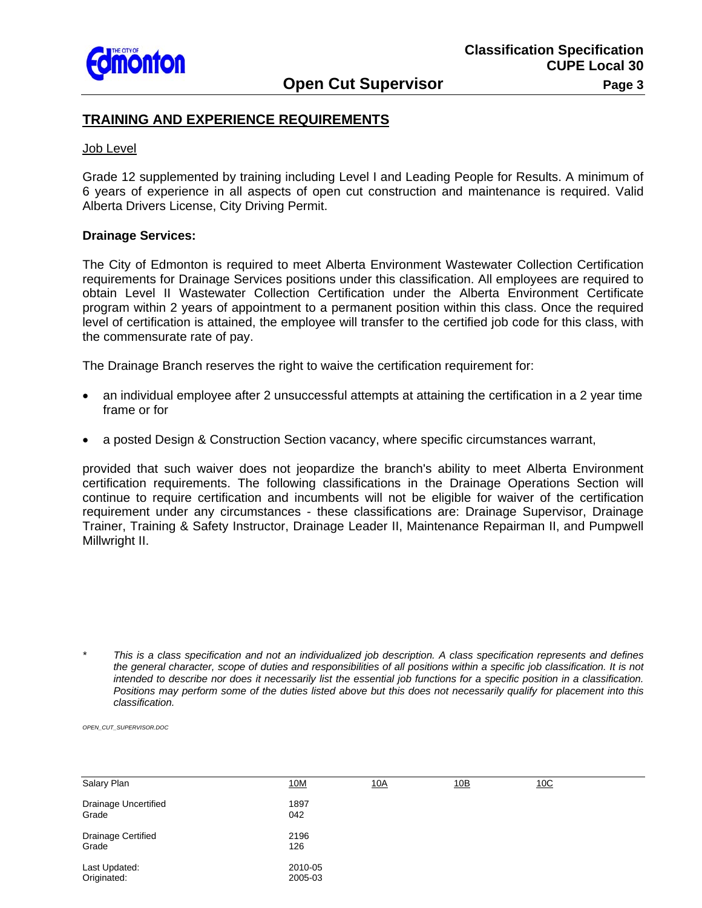## TRAINING AND EXPERIENCE REQUIREMENTS

Job Level

Grade 12 supplemented by training including Level I and Leading People for Results. A minimum of 6 years of experience in all aspects of open cut construction and maintenance is required. Valid Alberta Drivers License, City Driving Permit.

**Drainage Services:**

The City of Edmonton is required to meet Alberta Environment Wastewater Collection Certification requirements for Drainage Services positions under this classification. All employees are required to obtain Level II Wastewater Collection Certification under the Alberta Environment Certificate program within 2 years of appointment to a permanent position within this class. Once the required level of certification is attained, the employee will transfer to the certified job code for this class, with the commensurate rate of pay.

The Drainage Branch reserves the right to waive the certification requirement for:

- an individual employee after 2 unsuccessful attempts at attaining the certification in a 2 year time frame or for
- a posted Design & Construction Section vacancy, where specific circumstances warrant,

provided that such waiver does not jeopardize the branch's ability to meet Alberta Environment certification requirements. The following classifications in the Drainage Operations Section will continue to require certification and incumbents will not be eligible for waiver of the certification requirement under any circumstances - these classifications are: Drainage Supervisor, Drainage Trainer, Training & Safety Instructor, Drainage Leader II, Maintenance Repairman II, and Pumpwell Millwright II.

\* *This is a class specification and not an individualized job description. A class specification represents and defines the general character, scope of duties and responsibilities of all positions within a specific job classification. It is not intended to describe nor does it necessarily list the essential job functions for a specific position in a classification. Positions may perform some of the duties listed above but this does not necessarily qualify for placement into this classification.*

*OPEN_CUT_SUPERVISOR.DOC*

| Salary Plan | 10M | 10A | 10B | 10C |
|---|---|---|---|---|
| Drainage Uncertified<br>Grade | 1897<br>042 | | | |
| Drainage Certified<br>Grade | 2196<br>126 | | | |
| Last Updated:<br>Originated: | 2010-05<br>2005-03 | | | |